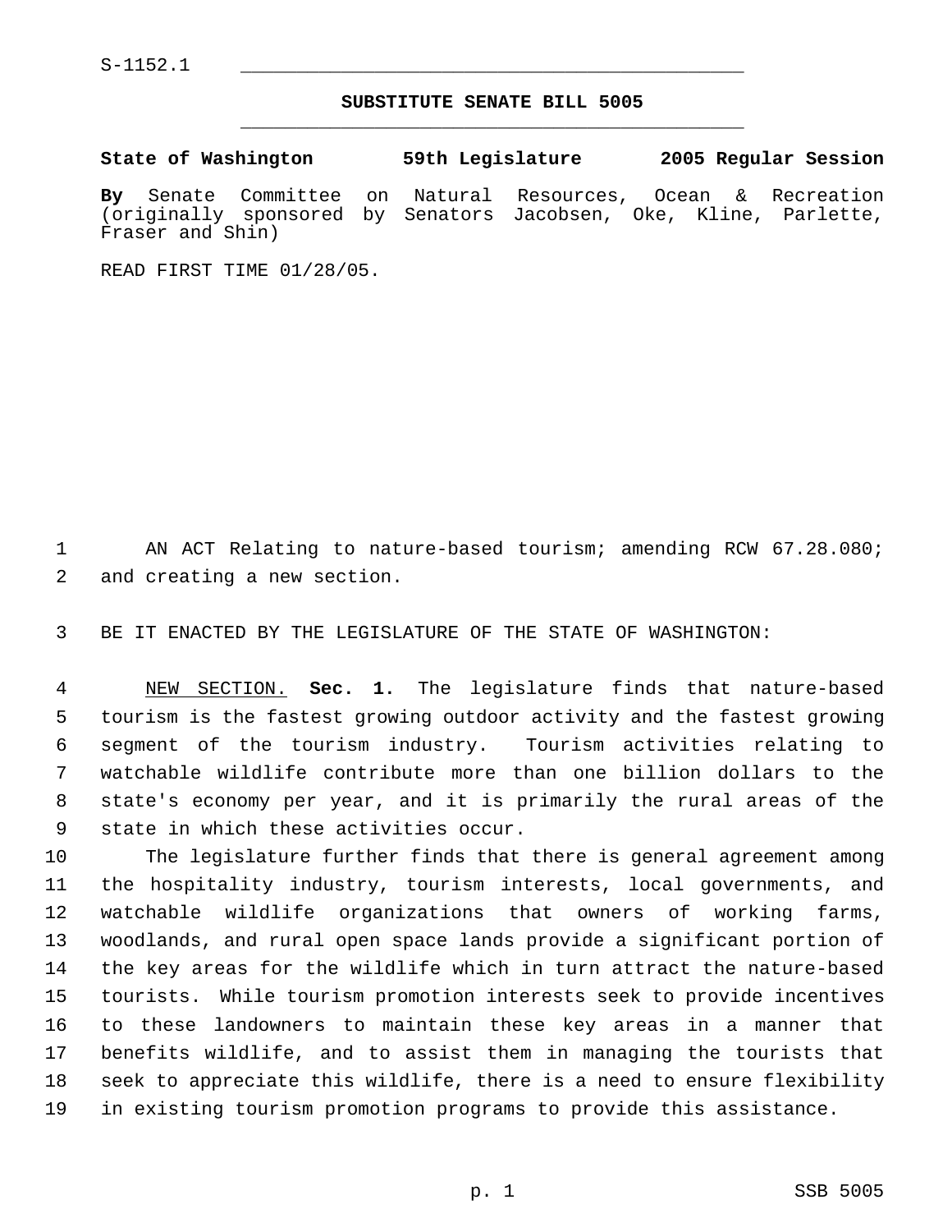S-1152.1

# SUBSTITUTE SENATE BILL 5005

**State of Washington 59th Legislature 2005 Regular Session**

**By** Senate Committee on Natural Resources, Ocean & Recreation (originally sponsored by Senators Jacobsen, Oke, Kline, Parlette, Fraser and Shin)

READ FIRST TIME 01/28/05.

AN ACT Relating to nature-based tourism; amending RCW 67.28.080; and creating a new section.

BE IT ENACTED BY THE LEGISLATURE OF THE STATE OF WASHINGTON:

NEW SECTION. **Sec. 1.** The legislature finds that nature-based tourism is the fastest growing outdoor activity and the fastest growing segment of the tourism industry. Tourism activities relating to watchable wildlife contribute more than one billion dollars to the state's economy per year, and it is primarily the rural areas of the state in which these activities occur.

The legislature further finds that there is general agreement among the hospitality industry, tourism interests, local governments, and watchable wildlife organizations that owners of working farms, woodlands, and rural open space lands provide a significant portion of the key areas for the wildlife which in turn attract the nature-based tourists. While tourism promotion interests seek to provide incentives to these landowners to maintain these key areas in a manner that benefits wildlife, and to assist them in managing the tourists that seek to appreciate this wildlife, there is a need to ensure flexibility in existing tourism promotion programs to provide this assistance.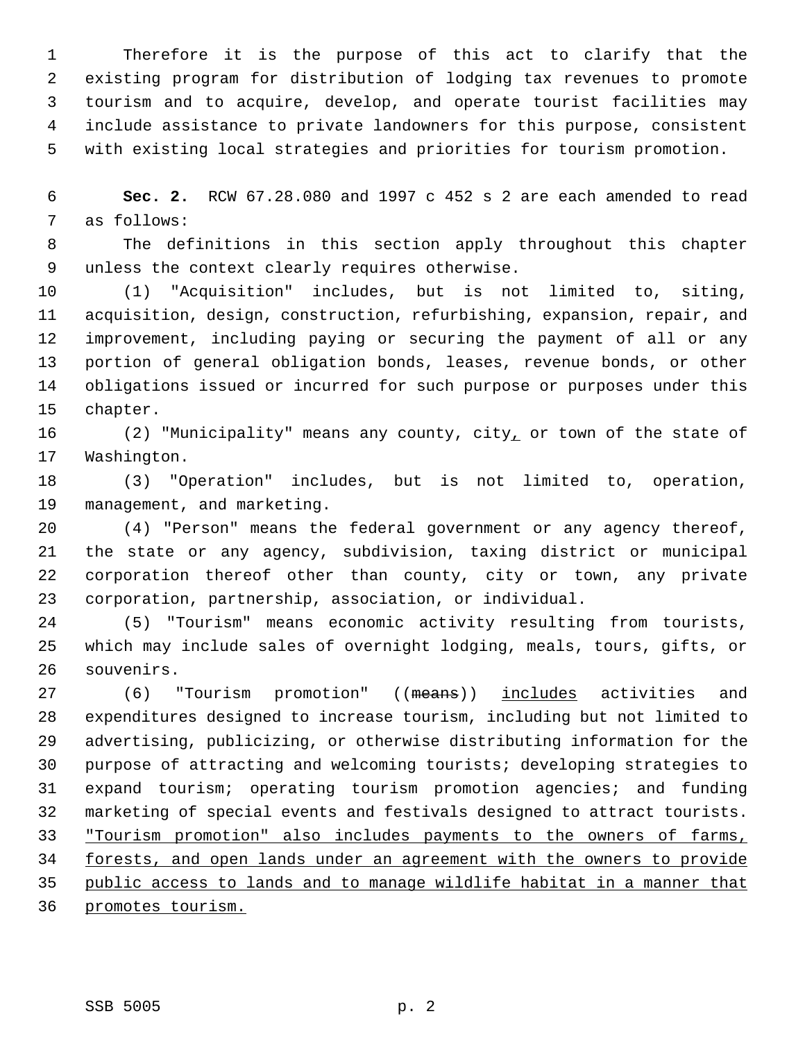Therefore it is the purpose of this act to clarify that the existing program for distribution of lodging tax revenues to promote tourism and to acquire, develop, and operate tourist facilities may include assistance to private landowners for this purpose, consistent with existing local strategies and priorities for tourism promotion.

**Sec. 2.** RCW 67.28.080 and 1997 c 452 s 2 are each amended to read as follows:

The definitions in this section apply throughout this chapter unless the context clearly requires otherwise.

(1) "Acquisition" includes, but is not limited to, siting, acquisition, design, construction, refurbishing, expansion, repair, and improvement, including paying or securing the payment of all or any portion of general obligation bonds, leases, revenue bonds, or other obligations issued or incurred for such purpose or purposes under this chapter.

(2) "Municipality" means any county, city, or town of the state of Washington.

(3) "Operation" includes, but is not limited to, operation, management, and marketing.

(4) "Person" means the federal government or any agency thereof, the state or any agency, subdivision, taxing district or municipal corporation thereof other than county, city or town, any private corporation, partnership, association, or individual.

(5) "Tourism" means economic activity resulting from tourists, which may include sales of overnight lodging, meals, tours, gifts, or souvenirs.

(6) "Tourism promotion" ((~~means~~)) <u>includes</u> activities and expenditures designed to increase tourism, including but not limited to advertising, publicizing, or otherwise distributing information for the purpose of attracting and welcoming tourists; developing strategies to expand tourism; operating tourism promotion agencies; and funding marketing of special events and festivals designed to attract tourists. <u>"Tourism promotion" also includes payments to the owners of farms, forests, and open lands under an agreement with the owners to provide public access to lands and to manage wildlife habitat in a manner that promotes tourism.</u>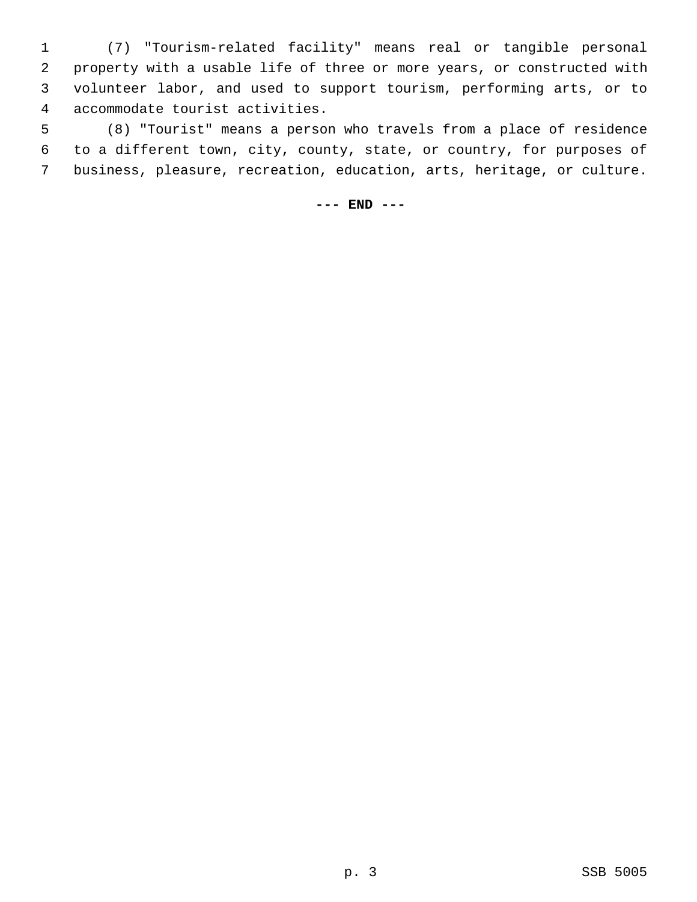(7) "Tourism-related facility" means real or tangible personal property with a usable life of three or more years, or constructed with volunteer labor, and used to support tourism, performing arts, or to accommodate tourist activities.

(8) "Tourist" means a person who travels from a place of residence to a different town, city, county, state, or country, for purposes of business, pleasure, recreation, education, arts, heritage, or culture.

**--- END ---**